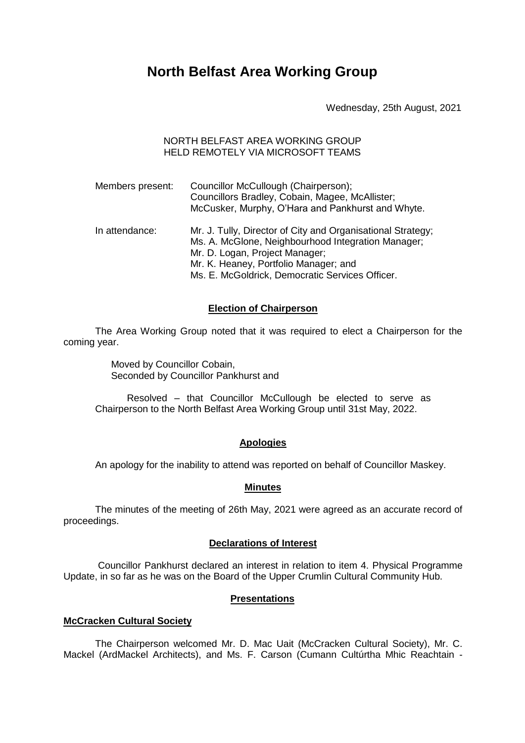# North Belfast Area Working Group

Wednesday, 25th August, 2021

NORTH BELFAST AREA WORKING GROUP
HELD REMOTELY VIA MICROSOFT TEAMS

| | |
|---|---|
| Members present: | Councillor McCullough (Chairperson); Councillors Bradley, Cobain, Magee, McAllister; McCusker, Murphy, O'Hara and Pankhurst and Whyte. |
| In attendance: | Mr. J. Tully, Director of City and Organisational Strategy; Ms. A. McGlone, Neighbourhood Integration Manager; Mr. D. Logan, Project Manager; Mr. K. Heaney, Portfolio Manager; and Ms. E. McGoldrick, Democratic Services Officer. |

## Election of Chairperson

The Area Working Group noted that it was required to elect a Chairperson for the coming year.

Moved by Councillor Cobain,
Seconded by Councillor Pankhurst and

Resolved – that Councillor McCullough be elected to serve as Chairperson to the North Belfast Area Working Group until 31st May, 2022.

## Apologies

An apology for the inability to attend was reported on behalf of Councillor Maskey.

## Minutes

The minutes of the meeting of 26th May, 2021 were agreed as an accurate record of proceedings.

## Declarations of Interest

Councillor Pankhurst declared an interest in relation to item 4. Physical Programme Update, in so far as he was on the Board of the Upper Crumlin Cultural Community Hub.

## Presentations

### McCracken Cultural Society

The Chairperson welcomed Mr. D. Mac Uait (McCracken Cultural Society), Mr. C. Mackel (ArdMackel Architects), and Ms. F. Carson (Cumann Cultúrtha Mhic Reachtain -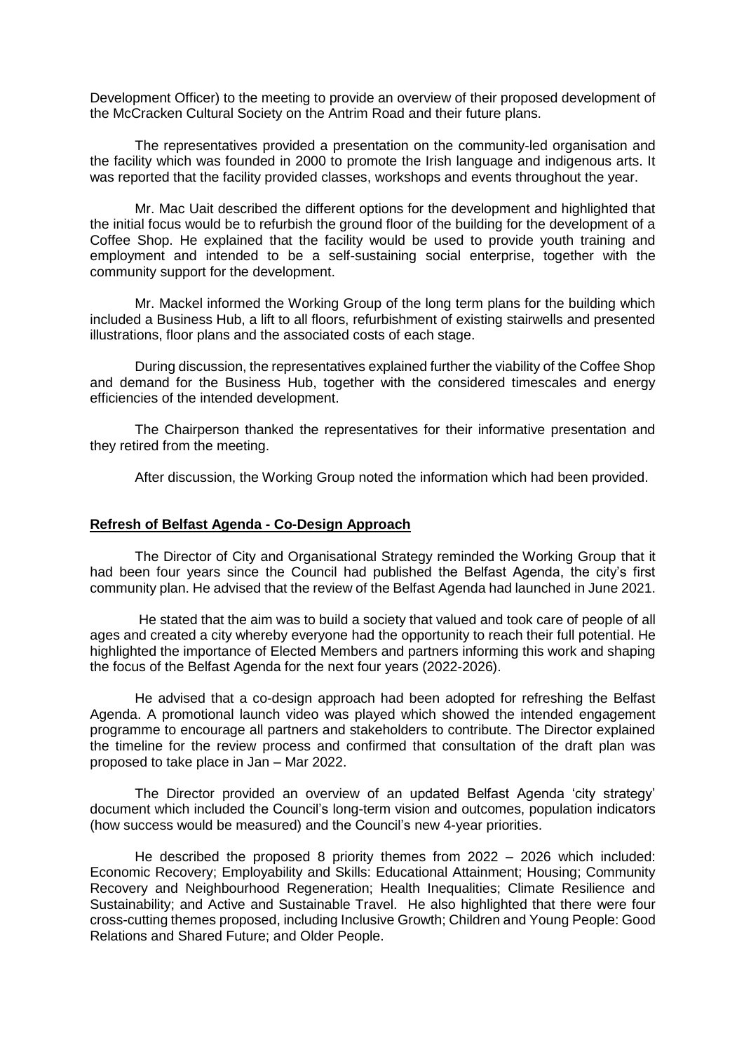Development Officer) to the meeting to provide an overview of their proposed development of the McCracken Cultural Society on the Antrim Road and their future plans.

The representatives provided a presentation on the community-led organisation and the facility which was founded in 2000 to promote the Irish language and indigenous arts. It was reported that the facility provided classes, workshops and events throughout the year.

Mr. Mac Uait described the different options for the development and highlighted that the initial focus would be to refurbish the ground floor of the building for the development of a Coffee Shop. He explained that the facility would be used to provide youth training and employment and intended to be a self-sustaining social enterprise, together with the community support for the development.

Mr. Mackel informed the Working Group of the long term plans for the building which included a Business Hub, a lift to all floors, refurbishment of existing stairwells and presented illustrations, floor plans and the associated costs of each stage.

During discussion, the representatives explained further the viability of the Coffee Shop and demand for the Business Hub, together with the considered timescales and energy efficiencies of the intended development.

The Chairperson thanked the representatives for their informative presentation and they retired from the meeting.

After discussion, the Working Group noted the information which had been provided.

**Refresh of Belfast Agenda - Co-Design Approach**

The Director of City and Organisational Strategy reminded the Working Group that it had been four years since the Council had published the Belfast Agenda, the city's first community plan. He advised that the review of the Belfast Agenda had launched in June 2021.

He stated that the aim was to build a society that valued and took care of people of all ages and created a city whereby everyone had the opportunity to reach their full potential. He highlighted the importance of Elected Members and partners informing this work and shaping the focus of the Belfast Agenda for the next four years (2022-2026).

He advised that a co-design approach had been adopted for refreshing the Belfast Agenda. A promotional launch video was played which showed the intended engagement programme to encourage all partners and stakeholders to contribute. The Director explained the timeline for the review process and confirmed that consultation of the draft plan was proposed to take place in Jan – Mar 2022.

The Director provided an overview of an updated Belfast Agenda 'city strategy' document which included the Council's long-term vision and outcomes, population indicators (how success would be measured) and the Council's new 4-year priorities.

He described the proposed 8 priority themes from 2022 – 2026 which included: Economic Recovery; Employability and Skills: Educational Attainment; Housing; Community Recovery and Neighbourhood Regeneration; Health Inequalities; Climate Resilience and Sustainability; and Active and Sustainable Travel. He also highlighted that there were four cross-cutting themes proposed, including Inclusive Growth; Children and Young People: Good Relations and Shared Future; and Older People.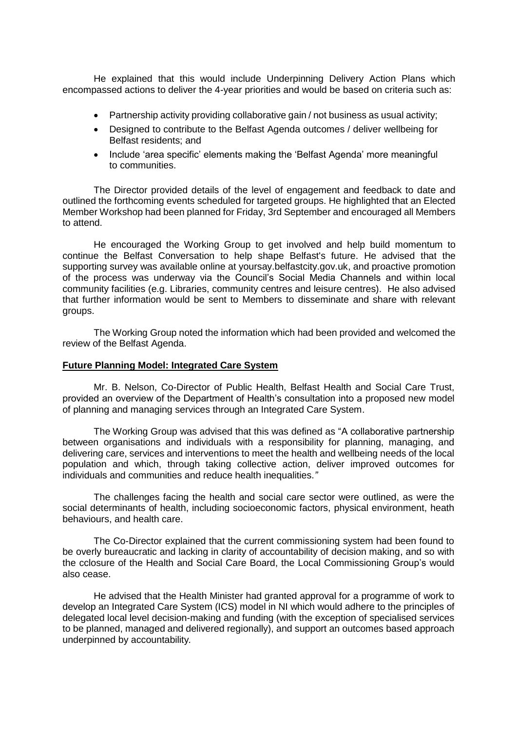He explained that this would include Underpinning Delivery Action Plans which encompassed actions to deliver the 4-year priorities and would be based on criteria such as:

- Partnership activity providing collaborative gain / not business as usual activity;
- Designed to contribute to the Belfast Agenda outcomes / deliver wellbeing for Belfast residents; and
- Include 'area specific' elements making the 'Belfast Agenda' more meaningful to communities.

The Director provided details of the level of engagement and feedback to date and outlined the forthcoming events scheduled for targeted groups. He highlighted that an Elected Member Workshop had been planned for Friday, 3rd September and encouraged all Members to attend.

He encouraged the Working Group to get involved and help build momentum to continue the Belfast Conversation to help shape Belfast's future. He advised that the supporting survey was available online at yoursay.belfastcity.gov.uk, and proactive promotion of the process was underway via the Council's Social Media Channels and within local community facilities (e.g. Libraries, community centres and leisure centres). He also advised that further information would be sent to Members to disseminate and share with relevant groups.

The Working Group noted the information which had been provided and welcomed the review of the Belfast Agenda.

**Future Planning Model: Integrated Care System**

Mr. B. Nelson, Co-Director of Public Health, Belfast Health and Social Care Trust, provided an overview of the Department of Health's consultation into a proposed new model of planning and managing services through an Integrated Care System.

The Working Group was advised that this was defined as "A collaborative partnership between organisations and individuals with a responsibility for planning, managing, and delivering care, services and interventions to meet the health and wellbeing needs of the local population and which, through taking collective action, deliver improved outcomes for individuals and communities and reduce health inequalities."

The challenges facing the health and social care sector were outlined, as were the social determinants of health, including socioeconomic factors, physical environment, heath behaviours, and health care.

The Co-Director explained that the current commissioning system had been found to be overly bureaucratic and lacking in clarity of accountability of decision making, and so with the cclosure of the Health and Social Care Board, the Local Commissioning Group's would also cease.

He advised that the Health Minister had granted approval for a programme of work to develop an Integrated Care System (ICS) model in NI which would adhere to the principles of delegated local level decision-making and funding (with the exception of specialised services to be planned, managed and delivered regionally), and support an outcomes based approach underpinned by accountability.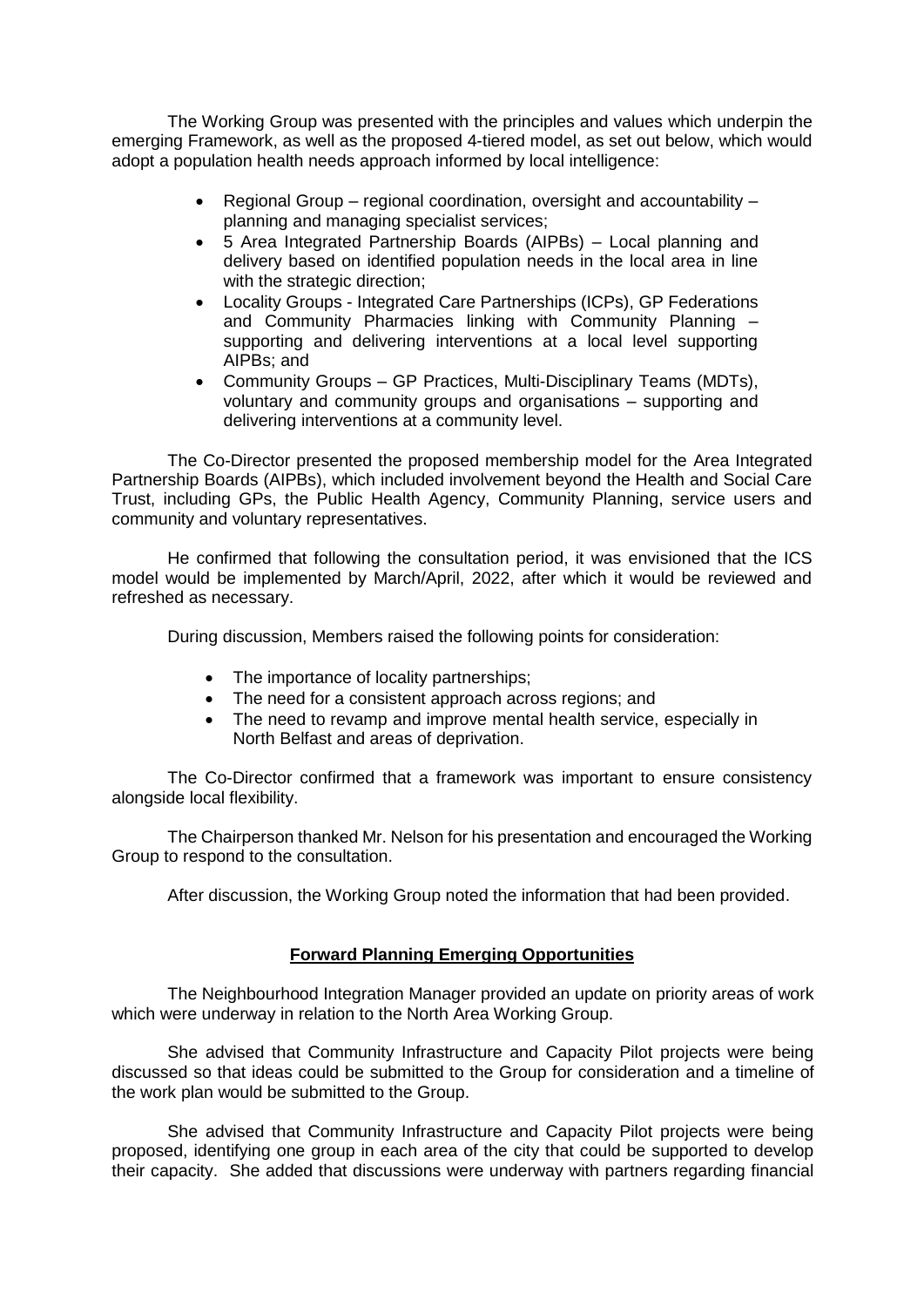The Working Group was presented with the principles and values which underpin the emerging Framework, as well as the proposed 4-tiered model, as set out below, which would adopt a population health needs approach informed by local intelligence:

- Regional Group – regional coordination, oversight and accountability – planning and managing specialist services;
- 5 Area Integrated Partnership Boards (AIPBs) – Local planning and delivery based on identified population needs in the local area in line with the strategic direction;
- Locality Groups - Integrated Care Partnerships (ICPs), GP Federations and Community Pharmacies linking with Community Planning – supporting and delivering interventions at a local level supporting AIPBs; and
- Community Groups – GP Practices, Multi-Disciplinary Teams (MDTs), voluntary and community groups and organisations – supporting and delivering interventions at a community level.

The Co-Director presented the proposed membership model for the Area Integrated Partnership Boards (AIPBs), which included involvement beyond the Health and Social Care Trust, including GPs, the Public Health Agency, Community Planning, service users and community and voluntary representatives.

He confirmed that following the consultation period, it was envisioned that the ICS model would be implemented by March/April, 2022, after which it would be reviewed and refreshed as necessary.

During discussion, Members raised the following points for consideration:

- The importance of locality partnerships;
- The need for a consistent approach across regions; and
- The need to revamp and improve mental health service, especially in North Belfast and areas of deprivation.

The Co-Director confirmed that a framework was important to ensure consistency alongside local flexibility.

The Chairperson thanked Mr. Nelson for his presentation and encouraged the Working Group to respond to the consultation.

After discussion, the Working Group noted the information that had been provided.

**Forward Planning Emerging Opportunities**

The Neighbourhood Integration Manager provided an update on priority areas of work which were underway in relation to the North Area Working Group.

She advised that Community Infrastructure and Capacity Pilot projects were being discussed so that ideas could be submitted to the Group for consideration and a timeline of the work plan would be submitted to the Group.

She advised that Community Infrastructure and Capacity Pilot projects were being proposed, identifying one group in each area of the city that could be supported to develop their capacity. She added that discussions were underway with partners regarding financial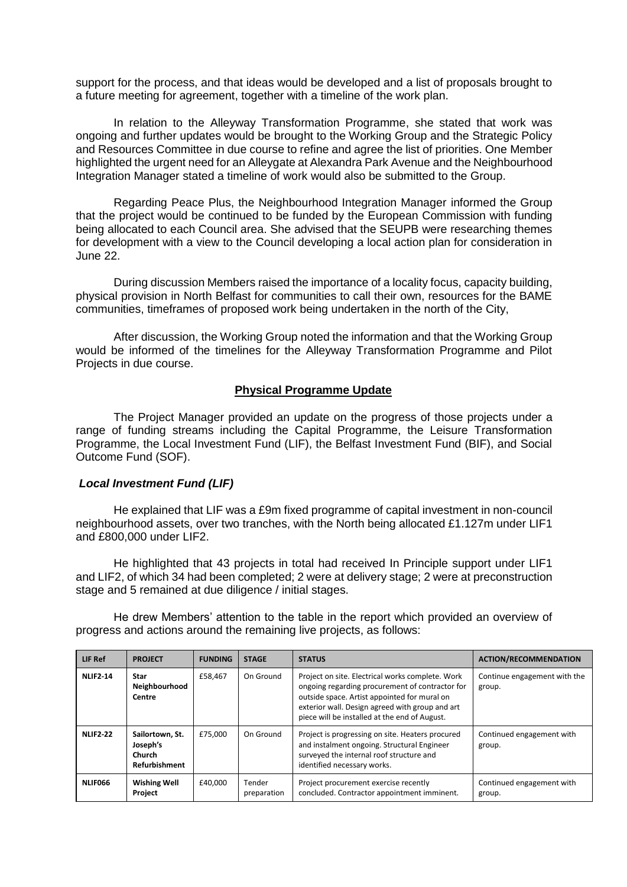support for the process, and that ideas would be developed and a list of proposals brought to a future meeting for agreement, together with a timeline of the work plan.

In relation to the Alleyway Transformation Programme, she stated that work was ongoing and further updates would be brought to the Working Group and the Strategic Policy and Resources Committee in due course to refine and agree the list of priorities. One Member highlighted the urgent need for an Alleygate at Alexandra Park Avenue and the Neighbourhood Integration Manager stated a timeline of work would also be submitted to the Group.

Regarding Peace Plus, the Neighbourhood Integration Manager informed the Group that the project would be continued to be funded by the European Commission with funding being allocated to each Council area. She advised that the SEUPB were researching themes for development with a view to the Council developing a local action plan for consideration in June 22.

During discussion Members raised the importance of a locality focus, capacity building, physical provision in North Belfast for communities to call their own, resources for the BAME communities, timeframes of proposed work being undertaken in the north of the City,

After discussion, the Working Group noted the information and that the Working Group would be informed of the timelines for the Alleyway Transformation Programme and Pilot Projects in due course.

## Physical Programme Update

The Project Manager provided an update on the progress of those projects under a range of funding streams including the Capital Programme, the Leisure Transformation Programme, the Local Investment Fund (LIF), the Belfast Investment Fund (BIF), and Social Outcome Fund (SOF).

### *Local Investment Fund (LIF)*

He explained that LIF was a £9m fixed programme of capital investment in non-council neighbourhood assets, over two tranches, with the North being allocated £1.127m under LIF1 and £800,000 under LIF2.

He highlighted that 43 projects in total had received In Principle support under LIF1 and LIF2, of which 34 had been completed; 2 were at delivery stage; 2 were at preconstruction stage and 5 remained at due diligence / initial stages.

He drew Members' attention to the table in the report which provided an overview of progress and actions around the remaining live projects, as follows:

| LIF Ref | PROJECT | FUNDING | STAGE | STATUS | ACTION/RECOMMENDATION |
|---|---|---|---|---|---|
| **NLIF2-14** | **Star Neighbourhood Centre** | £58,467 | On Ground | Project on site. Electrical works complete. Work ongoing regarding procurement of contractor for outside space. Artist appointed for mural on exterior wall. Design agreed with group and art piece will be installed at the end of August. | Continue engagement with the group. |
| **NLIF2-22** | **Sailortown, St. Joseph's Church Refurbishment** | £75,000 | On Ground | Project is progressing on site. Heaters procured and instalment ongoing. Structural Engineer surveyed the internal roof structure and identified necessary works. | Continued engagement with group. |
| **NLIF066** | **Wishing Well Project** | £40,000 | Tender preparation | Project procurement exercise recently concluded. Contractor appointment imminent. | Continued engagement with group. |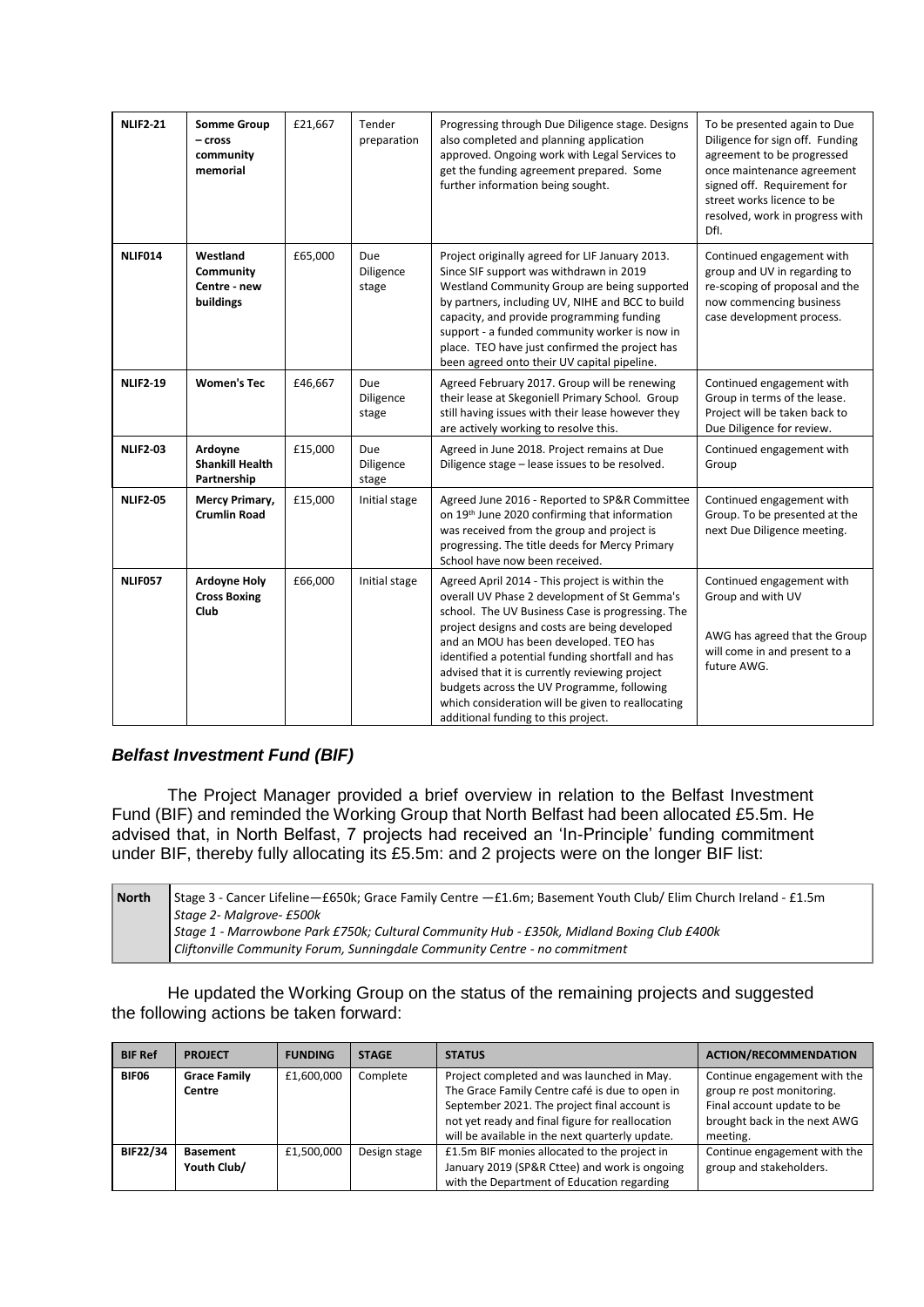| | | | | | |
|---|---|---|---|---|---|
| **NLIF2-21** | **Somme Group – cross community memorial** | £21,667 | Tender preparation | Progressing through Due Diligence stage. Designs also completed and planning application approved. Ongoing work with Legal Services to get the funding agreement prepared. Some further information being sought. | To be presented again to Due Diligence for sign off. Funding agreement to be progressed once maintenance agreement signed off. Requirement for street works licence to be resolved, work in progress with DfI. |
| **NLIF014** | **Westland Community Centre - new buildings** | £65,000 | Due Diligence stage | Project originally agreed for LIF January 2013. Since SIF support was withdrawn in 2019 Westland Community Group are being supported by partners, including UV, NIHE and BCC to build capacity, and provide programming funding support - a funded community worker is now in place. TEO have just confirmed the project has been agreed onto their UV capital pipeline. | Continued engagement with group and UV in regarding to re-scoping of proposal and the now commencing business case development process. |
| **NLIF2-19** | **Women's Tec** | £46,667 | Due Diligence stage | Agreed February 2017. Group will be renewing their lease at Skegoniell Primary School. Group still having issues with their lease however they are actively working to resolve this. | Continued engagement with Group in terms of the lease. Project will be taken back to Due Diligence for review. |
| **NLIF2-03** | **Ardoyne Shankill Health Partnership** | £15,000 | Due Diligence stage | Agreed in June 2018. Project remains at Due Diligence stage – lease issues to be resolved. | Continued engagement with Group |
| **NLIF2-05** | **Mercy Primary, Crumlin Road** | £15,000 | Initial stage | Agreed June 2016 - Reported to SP&R Committee on 19th June 2020 confirming that information was received from the group and project is progressing. The title deeds for Mercy Primary School have now been received. | Continued engagement with Group. To be presented at the next Due Diligence meeting. |
| **NLIF057** | **Ardoyne Holy Cross Boxing Club** | £66,000 | Initial stage | Agreed April 2014 - This project is within the overall UV Phase 2 development of St Gemma's school. The UV Business Case is progressing. The project designs and costs are being developed and an MOU has been developed. TEO has identified a potential funding shortfall and has advised that it is currently reviewing project budgets across the UV Programme, following which consideration will be given to reallocating additional funding to this project. | Continued engagement with Group and with UV<br><br>AWG has agreed that the Group will come in and present to a future AWG. |

### *Belfast Investment Fund (BIF)*

The Project Manager provided a brief overview in relation to the Belfast Investment Fund (BIF) and reminded the Working Group that North Belfast had been allocated £5.5m. He advised that, in North Belfast, 7 projects had received an 'In-Principle' funding commitment under BIF, thereby fully allocating its £5.5m: and 2 projects were on the longer BIF list:

| | |
|---|---|
| **North** | Stage 3 - Cancer Lifeline—£650k; Grace Family Centre —£1.6m; Basement Youth Club/ Elim Church Ireland - £1.5m<br>*Stage 2- Malgrove- £500k*<br>*Stage 1 - Marrowbone Park £750k; Cultural Community Hub - £350k, Midland Boxing Club £400k*<br>*Cliftonville Community Forum, Sunningdale Community Centre - no commitment* |

He updated the Working Group on the status of the remaining projects and suggested the following actions be taken forward:

| BIF Ref | PROJECT | FUNDING | STAGE | STATUS | ACTION/RECOMMENDATION |
|---|---|---|---|---|---|
| **BIF06** | **Grace Family Centre** | £1,600,000 | Complete | Project completed and was launched in May. The Grace Family Centre café is due to open in September 2021. The project final account is not yet ready and final figure for reallocation will be available in the next quarterly update. | Continue engagement with the group re post monitoring. Final account update to be brought back in the next AWG meeting. |
| **BIF22/34** | **Basement Youth Club/** | £1,500,000 | Design stage | £1.5m BIF monies allocated to the project in January 2019 (SP&R Cttee) and work is ongoing with the Department of Education regarding | Continue engagement with the group and stakeholders. |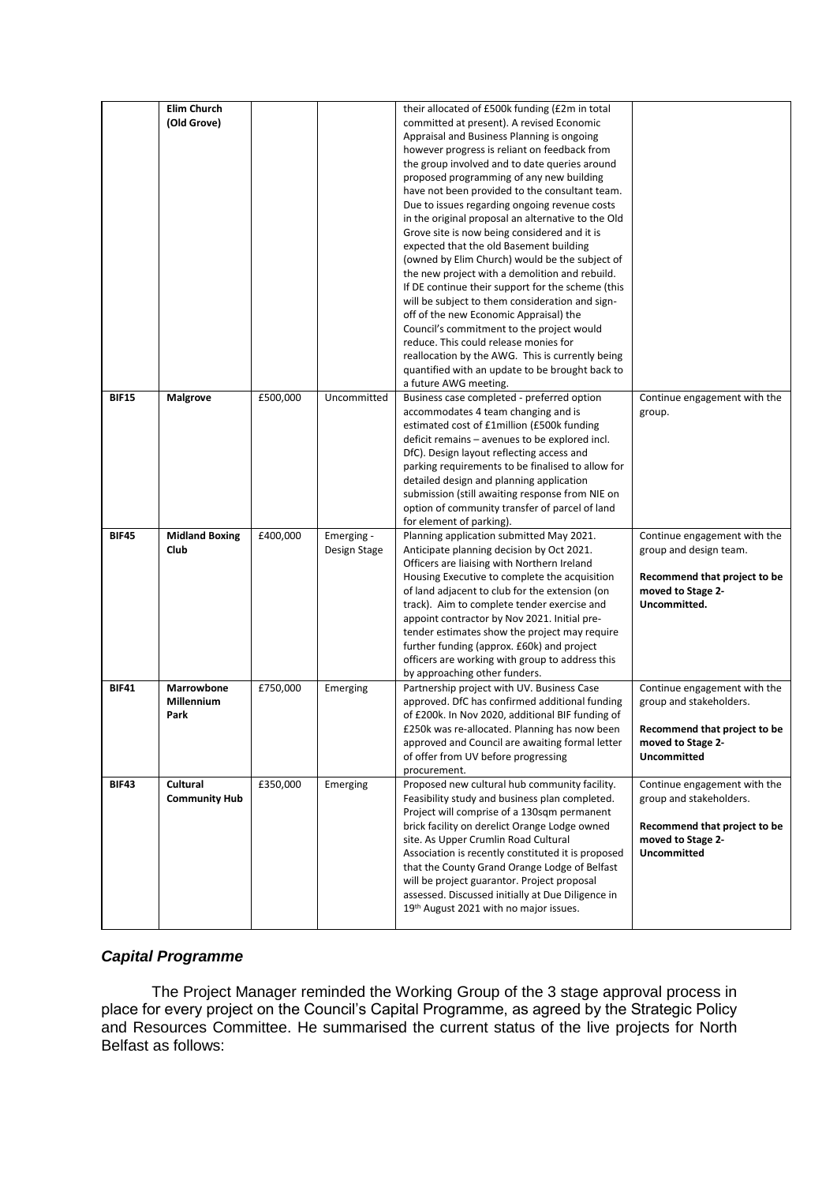| | | | | | |
|---|---|---|---|---|---|
| | **Elim Church (Old Grove)** | | | their allocated of £500k funding (£2m in total committed at present). A revised Economic Appraisal and Business Planning is ongoing however progress is reliant on feedback from the group involved and to date queries around proposed programming of any new building have not been provided to the consultant team. Due to issues regarding ongoing revenue costs in the original proposal an alternative to the Old Grove site is now being considered and it is expected that the old Basement building (owned by Elim Church) would be the subject of the new project with a demolition and rebuild. If DE continue their support for the scheme (this will be subject to them consideration and sign-off of the new Economic Appraisal) the Council's commitment to the project would reduce. This could release monies for reallocation by the AWG. This is currently being quantified with an update to be brought back to a future AWG meeting. | |
| **BIF15** | **Malgrove** | £500,000 | Uncommitted | Business case completed - preferred option accommodates 4 team changing and is estimated cost of £1million (£500k funding deficit remains – avenues to be explored incl. DfC). Design layout reflecting access and parking requirements to be finalised to allow for detailed design and planning application submission (still awaiting response from NIE on option of community transfer of parcel of land for element of parking). | Continue engagement with the group. |
| **BIF45** | **Midland Boxing Club** | £400,000 | Emerging - Design Stage | Planning application submitted May 2021. Anticipate planning decision by Oct 2021. Officers are liaising with Northern Ireland Housing Executive to complete the acquisition of land adjacent to club for the extension (on track). Aim to complete tender exercise and appoint contractor by Nov 2021. Initial pre-tender estimates show the project may require further funding (approx. £60k) and project officers are working with group to address this by approaching other funders. | Continue engagement with the group and design team.<br><br>**Recommend that project to be moved to Stage 2-Uncommitted.** |
| **BIF41** | **Marrowbone Millennium Park** | £750,000 | Emerging | Partnership project with UV. Business Case approved. DfC has confirmed additional funding of £200k. In Nov 2020, additional BIF funding of £250k was re-allocated. Planning has now been approved and Council are awaiting formal letter of offer from UV before progressing procurement. | Continue engagement with the group and stakeholders.<br><br>**Recommend that project to be moved to Stage 2-Uncommitted** |
| **BIF43** | **Cultural Community Hub** | £350,000 | Emerging | Proposed new cultural hub community facility. Feasibility study and business plan completed. Project will comprise of a 130sqm permanent brick facility on derelict Orange Lodge owned site. As Upper Crumlin Road Cultural Association is recently constituted it is proposed that the County Grand Orange Lodge of Belfast will be project guarantor. Project proposal assessed. Discussed initially at Due Diligence in 19th August 2021 with no major issues. | Continue engagement with the group and stakeholders.<br><br>**Recommend that project to be moved to Stage 2-Uncommitted** |

### ***Capital Programme***

The Project Manager reminded the Working Group of the 3 stage approval process in place for every project on the Council's Capital Programme, as agreed by the Strategic Policy and Resources Committee. He summarised the current status of the live projects for North Belfast as follows: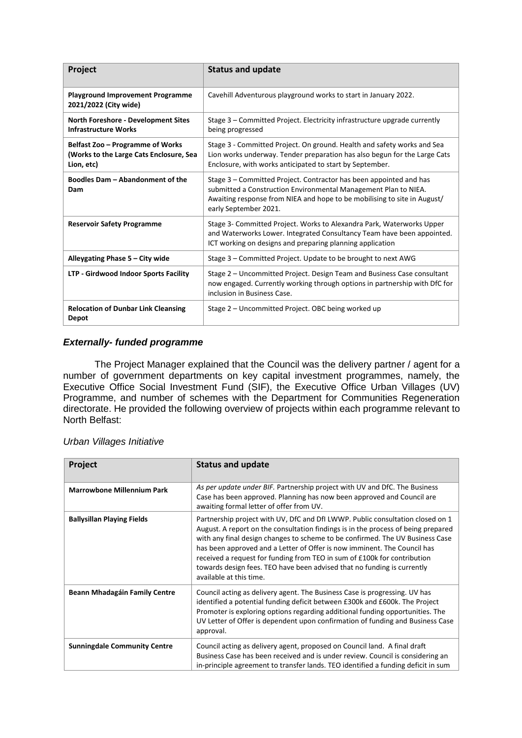| Project | Status and update |
|---|---|
| **Playground Improvement Programme 2021/2022 (City wide)** | Cavehill Adventurous playground works to start in January 2022. |
| **North Foreshore - Development Sites Infrastructure Works** | Stage 3 – Committed Project. Electricity infrastructure upgrade currently being progressed |
| **Belfast Zoo – Programme of Works (Works to the Large Cats Enclosure, Sea Lion, etc)** | Stage 3 - Committed Project. On ground. Health and safety works and Sea Lion works underway. Tender preparation has also begun for the Large Cats Enclosure, with works anticipated to start by September. |
| **Boodles Dam – Abandonment of the Dam** | Stage 3 – Committed Project. Contractor has been appointed and has submitted a Construction Environmental Management Plan to NIEA. Awaiting response from NIEA and hope to be mobilising to site in August/ early September 2021. |
| **Reservoir Safety Programme** | Stage 3- Committed Project. Works to Alexandra Park, Waterworks Upper and Waterworks Lower. Integrated Consultancy Team have been appointed. ICT working on designs and preparing planning application |
| **Alleygating Phase 5 – City wide** | Stage 3 – Committed Project. Update to be brought to next AWG |
| **LTP - Girdwood Indoor Sports Facility** | Stage 2 – Uncommitted Project. Design Team and Business Case consultant now engaged. Currently working through options in partnership with DfC for inclusion in Business Case. |
| **Relocation of Dunbar Link Cleansing Depot** | Stage 2 – Uncommitted Project. OBC being worked up |

### ***Externally- funded programme***

The Project Manager explained that the Council was the delivery partner / agent for a number of government departments on key capital investment programmes, namely, the Executive Office Social Investment Fund (SIF), the Executive Office Urban Villages (UV) Programme, and number of schemes with the Department for Communities Regeneration directorate. He provided the following overview of projects within each programme relevant to North Belfast:

*Urban Villages Initiative*

| Project | Status and update |
|---|---|
| **Marrowbone Millennium Park** | *As per update under BIF*. Partnership project with UV and DfC. The Business Case has been approved. Planning has now been approved and Council are awaiting formal letter of offer from UV. |
| **Ballysillan Playing Fields** | Partnership project with UV, DfC and DfI LWWP. Public consultation closed on 1 August. A report on the consultation findings is in the process of being prepared with any final design changes to scheme to be confirmed. The UV Business Case has been approved and a Letter of Offer is now imminent. The Council has received a request for funding from TEO in sum of £100k for contribution towards design fees. TEO have been advised that no funding is currently available at this time. |
| **Beann Mhadagáin Family Centre** | Council acting as delivery agent. The Business Case is progressing. UV has identified a potential funding deficit between £300k and £600k. The Project Promoter is exploring options regarding additional funding opportunities. The UV Letter of Offer is dependent upon confirmation of funding and Business Case approval. |
| **Sunningdale Community Centre** | Council acting as delivery agent, proposed on Council land. A final draft Business Case has been received and is under review. Council is considering an in-principle agreement to transfer lands. TEO identified a funding deficit in sum |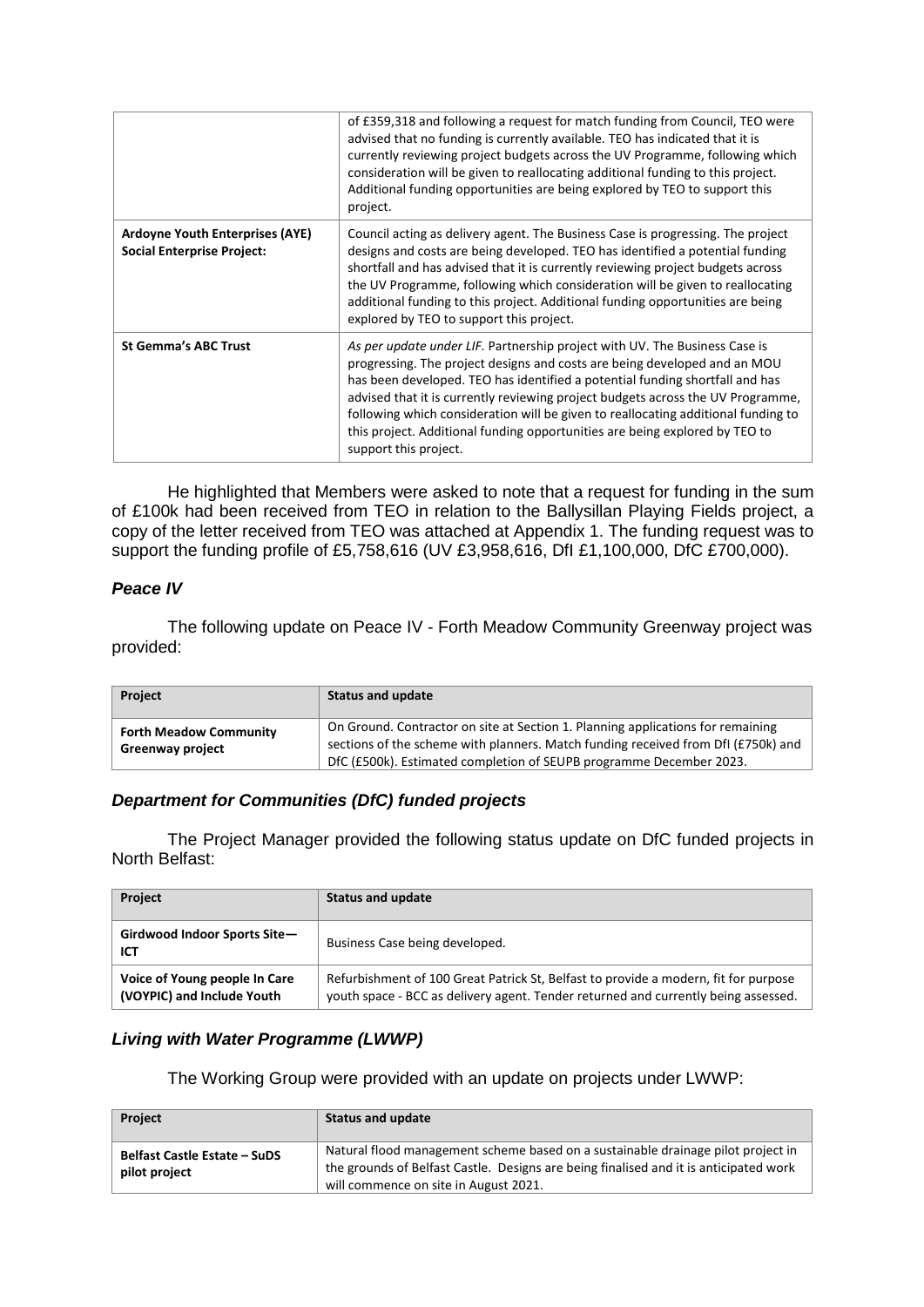| | |
|---|---|
| | of £359,318 and following a request for match funding from Council, TEO were advised that no funding is currently available. TEO has indicated that it is currently reviewing project budgets across the UV Programme, following which consideration will be given to reallocating additional funding to this project. Additional funding opportunities are being explored by TEO to support this project. |
| **Ardoyne Youth Enterprises (AYE) Social Enterprise Project:** | Council acting as delivery agent. The Business Case is progressing. The project designs and costs are being developed. TEO has identified a potential funding shortfall and has advised that it is currently reviewing project budgets across the UV Programme, following which consideration will be given to reallocating additional funding to this project. Additional funding opportunities are being explored by TEO to support this project. |
| **St Gemma's ABC Trust** | *As per update under LIF*. Partnership project with UV. The Business Case is progressing. The project designs and costs are being developed and an MOU has been developed. TEO has identified a potential funding shortfall and has advised that it is currently reviewing project budgets across the UV Programme, following which consideration will be given to reallocating additional funding to this project. Additional funding opportunities are being explored by TEO to support this project. |

He highlighted that Members were asked to note that a request for funding in the sum of £100k had been received from TEO in relation to the Ballysillan Playing Fields project, a copy of the letter received from TEO was attached at Appendix 1. The funding request was to support the funding profile of £5,758,616 (UV £3,958,616, DfI £1,100,000, DfC £700,000).

### *Peace IV*

The following update on Peace IV - Forth Meadow Community Greenway project was provided:

| Project | Status and update |
|---|---|
| **Forth Meadow Community Greenway project** | On Ground. Contractor on site at Section 1. Planning applications for remaining sections of the scheme with planners. Match funding received from DfI (£750k) and DfC (£500k). Estimated completion of SEUPB programme December 2023. |

### *Department for Communities (DfC) funded projects*

The Project Manager provided the following status update on DfC funded projects in North Belfast:

| Project | Status and update |
|---|---|
| **Girdwood Indoor Sports Site—ICT** | Business Case being developed. |
| **Voice of Young people In Care (VOYPIC) and Include Youth** | Refurbishment of 100 Great Patrick St, Belfast to provide a modern, fit for purpose youth space - BCC as delivery agent. Tender returned and currently being assessed. |

### *Living with Water Programme (LWWP)*

The Working Group were provided with an update on projects under LWWP:

| Project | Status and update |
|---|---|
| **Belfast Castle Estate – SuDS pilot project** | Natural flood management scheme based on a sustainable drainage pilot project in the grounds of Belfast Castle. Designs are being finalised and it is anticipated work will commence on site in August 2021. |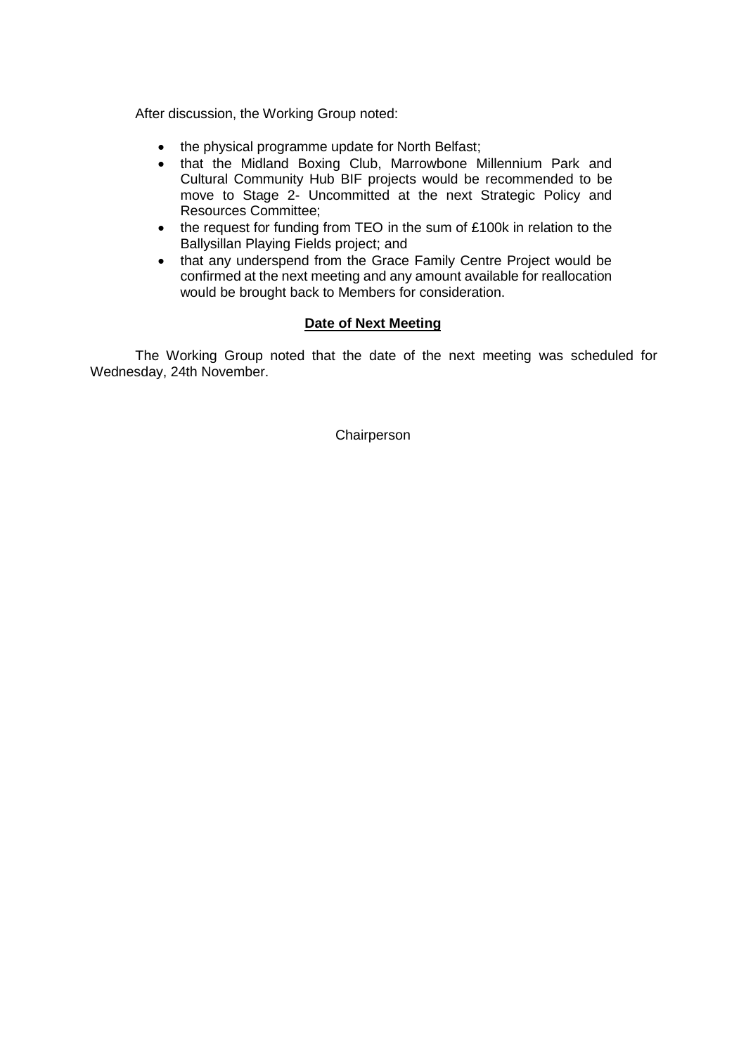After discussion, the Working Group noted:

- the physical programme update for North Belfast;
- that the Midland Boxing Club, Marrowbone Millennium Park and Cultural Community Hub BIF projects would be recommended to be move to Stage 2- Uncommitted at the next Strategic Policy and Resources Committee;
- the request for funding from TEO in the sum of £100k in relation to the Ballysillan Playing Fields project; and
- that any underspend from the Grace Family Centre Project would be confirmed at the next meeting and any amount available for reallocation would be brought back to Members for consideration.

**Date of Next Meeting**

The Working Group noted that the date of the next meeting was scheduled for Wednesday, 24th November.

Chairperson